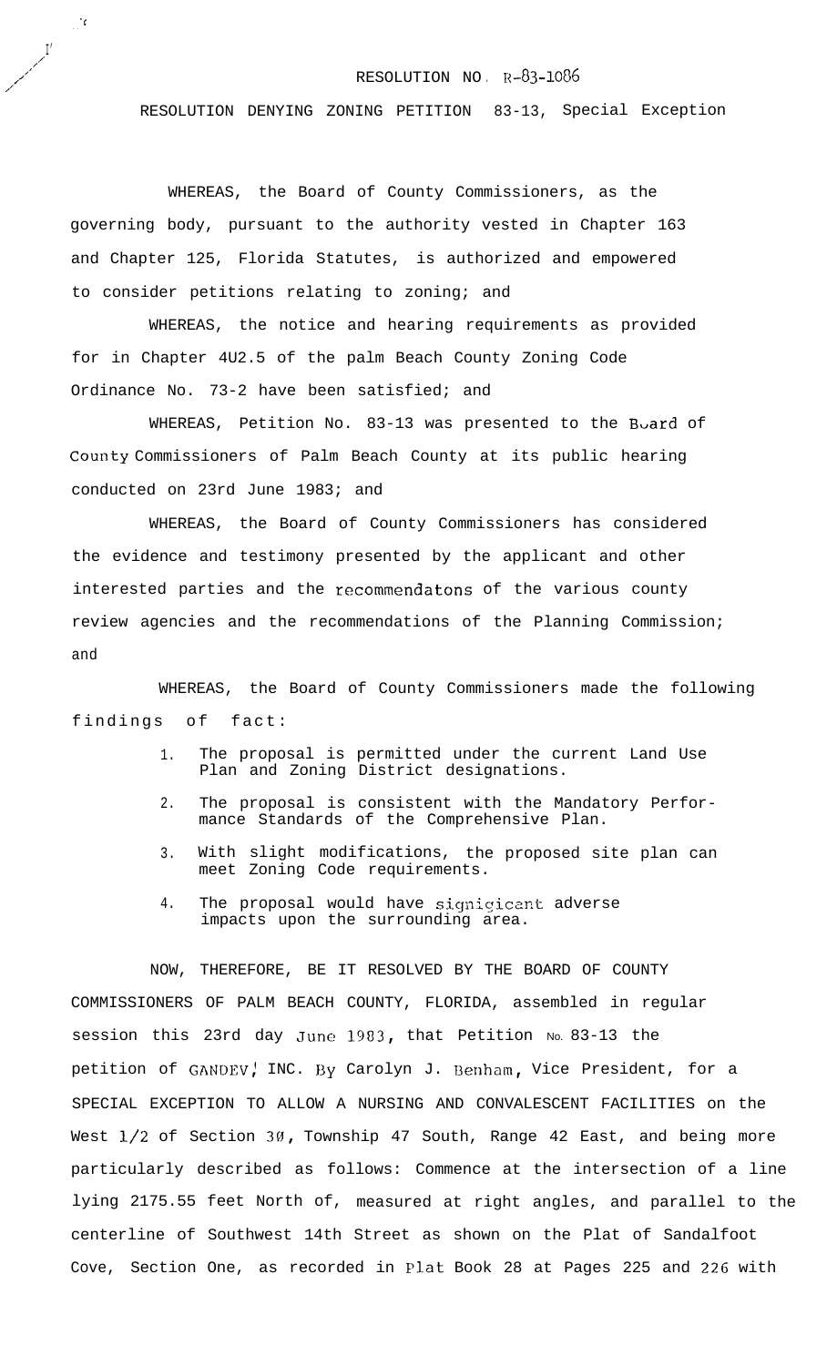RESOLUTION NO. R-83-1086

RESOLUTION DENYING ZONING PETITION 83-13, Special Exception

WHEREAS, the Board of County Commissioners, as the governing body, pursuant to the authority vested in Chapter 163 and Chapter 125, Florida Statutes, is authorized and empowered to consider petitions relating to zoning; and

WHEREAS, the notice and hearing requirements as provided for in Chapter 4U2.5 of the palm Beach County Zoning Code Ordinance No. 73-2 have been satisfied; and

WHEREAS, Petition No. 83-13 was presented to the Board of County Commissioners of Palm Beach County at its public hearing conducted on 23rd June 1983; and

WHEREAS, the Board of County Commissioners has considered the evidence and testimony presented by the applicant and other interested parties and the recommendatons of the various county review agencies and the recommendations of the Planning Commission; and

WHEREAS, the Board of County Commissioners made the following findings of fact:

1. The proposal is permitted under the current Land Use Plan and Zoning District designations.
2. The proposal is consistent with the Mandatory Performance Standards of the Comprehensive Plan.
3. With slight modifications, the proposed site plan can meet Zoning Code requirements.
4. The proposal would have signigicant adverse impacts upon the surrounding area.

NOW, THEREFORE, BE IT RESOLVED BY THE BOARD OF COUNTY COMMISSIONERS OF PALM BEACH COUNTY, FLORIDA, assembled in regular session this 23rd day June 1983, that Petition No. 83-13 the petition of GANDEV, INC. By Carolyn J. Benham, Vice President, for a SPECIAL EXCEPTION TO ALLOW A NURSING AND CONVALESCENT FACILITIES on the West 1/2 of Section 30, Township 47 South, Range 42 East, and being more particularly described as follows: Commence at the intersection of a line lying 2175.55 feet North of, measured at right angles, and parallel to the centerline of Southwest 14th Street as shown on the Plat of Sandalfoot Cove, Section One, as recorded in Plat Book 28 at Pages 225 and 226 with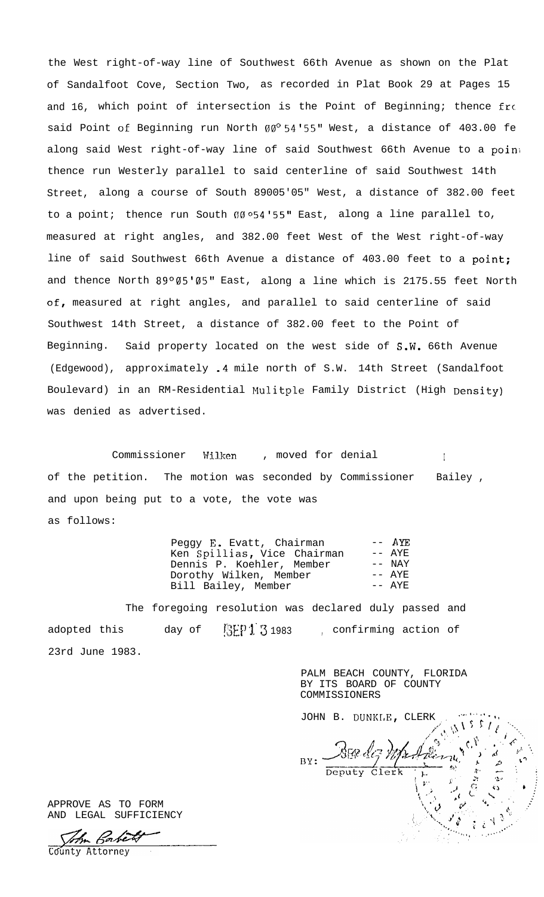the West right-of-way line of Southwest 66th Avenue as shown on the Plat of Sandalfoot Cove, Section Two, as recorded in Plat Book 29 at Pages 15 and 16, which point of intersection is the Point of Beginning; thence fro said Point of Beginning run North 00° 54'55" West, a distance of 403.00 fe along said West right-of-way line of said Southwest 66th Avenue to a poin thence run Westerly parallel to said centerline of said Southwest 14th Street, along a course of South 89005'05" West, a distance of 382.00 feet to a point; thence run South 00°54'55" East, along a line parallel to, measured at right angles, and 382.00 feet West of the West right-of-way line of said Southwest 66th Avenue a distance of 403.00 feet to a point; and thence North 89°05'05" East, along a line which is 2175.55 feet North of, measured at right angles, and parallel to said centerline of said Southwest 14th Street, a distance of 382.00 feet to the Point of Beginning. Said property located on the west side of S.W. 66th Avenue (Edgewood), approximately .4 mile north of S.W. 14th Street (Sandalfoot Boulevard) in an RM-Residential Mulitple Family District (High Density) was denied as advertised.

Commissioner Wilken, moved for denial of the petition. The motion was seconded by Commissioner Bailey, and upon being put to a vote, the vote was as follows:

| | |
|---|---|
| Peggy E. Evatt, Chairman | -- AYE |
| Ken Spillias, Vice Chairman | -- AYE |
| Dennis P. Koehler, Member | -- NAY |
| Dorothy Wilken, Member | -- AYE |
| Bill Bailey, Member | -- AYE |

The foregoing resolution was declared duly passed and adopted this day of SEP 13 1983, confirming action of 23rd June 1983.

PALM BEACH COUNTY, FLORIDA
BY ITS BOARD OF COUNTY COMMISSIONERS

JOHN B. DUNKLE, CLERK

BY: ______________
Deputy Clerk

APPROVE AS TO FORM
AND LEGAL SUFFICIENCY

______________
County Attorney